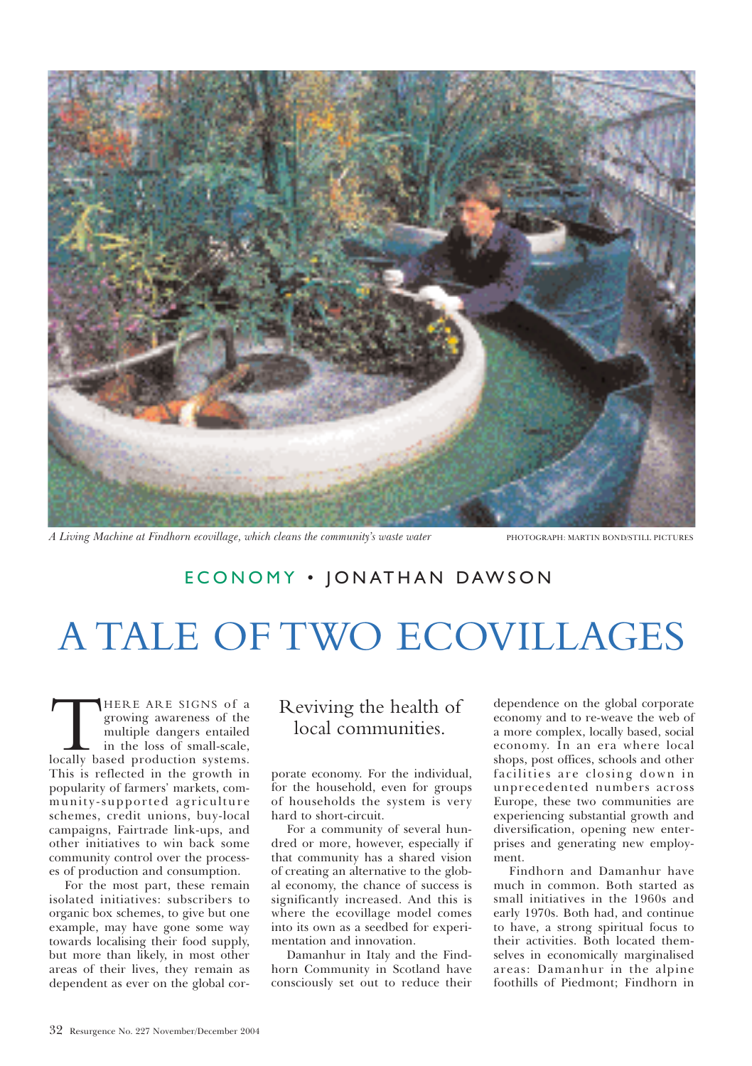*A Living Machine at Findhorn ecovillage, which cleans the community's waste water* PHOTOGRAPH: MARTIN BOND/STILL PICTURES

ECONOMY • JONATHAN DAWSON

# A TALE OF TWO ECOVILLAGES

## Reviving the health of local communities.

THERE ARE SIGNS of a growing awareness of the multiple dangers entailed in the loss of small-scale, locally based production systems. This is reflected in the growth in popularity of farmers' markets, community-supported agriculture schemes, credit unions, buy-local campaigns, Fairtrade link-ups, and other initiatives to win back some community control over the processes of production and consumption.

For the most part, these remain isolated initiatives: subscribers to organic box schemes, to give but one example, may have gone some way towards localising their food supply, but more than likely, in most other areas of their lives, they remain as dependent as ever on the global corporate economy. For the individual, for the household, even for groups of households the system is very hard to short-circuit.

For a community of several hundred or more, however, especially if that community has a shared vision of creating an alternative to the global economy, the chance of success is significantly increased. And this is where the ecovillage model comes into its own as a seedbed for experimentation and innovation.

Damanhur in Italy and the Findhorn Community in Scotland have consciously set out to reduce their dependence on the global corporate economy and to re-weave the web of a more complex, locally based, social economy. In an era where local shops, post offices, schools and other facilities are closing down in unprecedented numbers across Europe, these two communities are experiencing substantial growth and diversification, opening new enterprises and generating new employment.

Findhorn and Damanhur have much in common. Both started as small initiatives in the 1960s and early 1970s. Both had, and continue to have, a strong spiritual focus to their activities. Both located themselves in economically marginalised areas: Damanhur in the alpine foothills of Piedmont; Findhorn in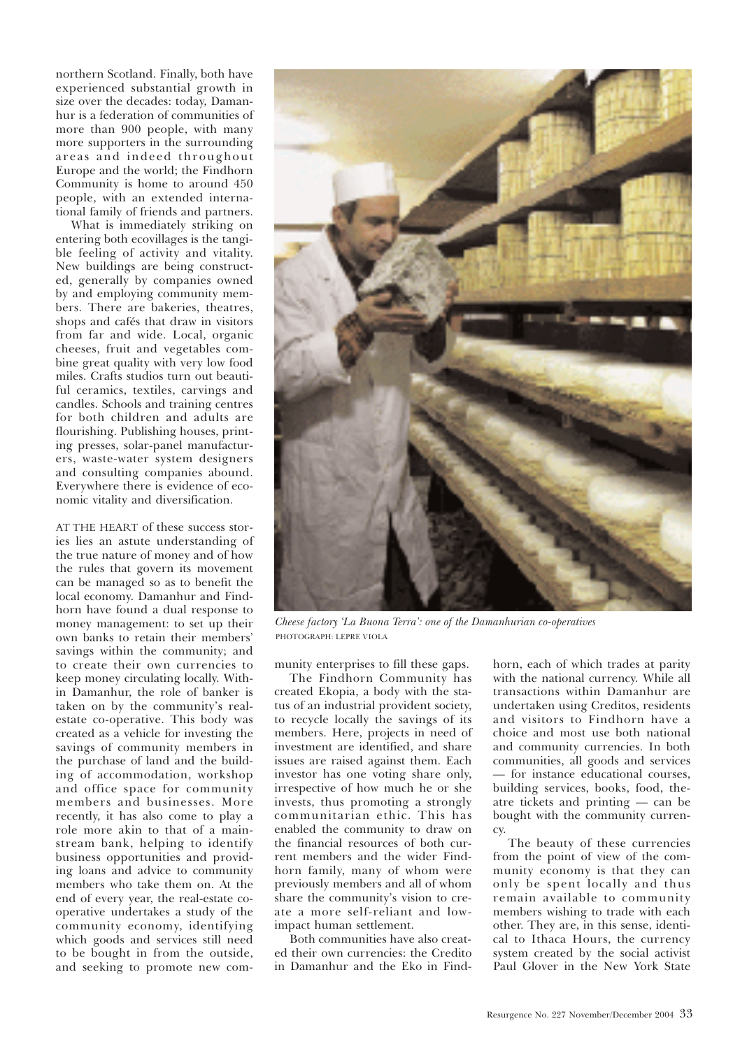northern Scotland. Finally, both have experienced substantial growth in size over the decades: today, Damanhur is a federation of communities of more than 900 people, with many more supporters in the surrounding areas and indeed throughout Europe and the world; the Findhorn Community is home to around 450 people, with an extended international family of friends and partners.

What is immediately striking on entering both ecovillages is the tangible feeling of activity and vitality. New buildings are being constructed, generally by companies owned by and employing community members. There are bakeries, theatres, shops and cafés that draw in visitors from far and wide. Local, organic cheeses, fruit and vegetables combine great quality with very low food miles. Crafts studios turn out beautiful ceramics, textiles, carvings and candles. Schools and training centres for both children and adults are flourishing. Publishing houses, printing presses, solar-panel manufacturers, waste-water system designers and consulting companies abound. Everywhere there is evidence of economic vitality and diversification.

AT THE HEART of these success stories lies an astute understanding of the true nature of money and of how the rules that govern its movement can be managed so as to benefit the local economy. Damanhur and Findhorn have found a dual response to money management: to set up their own banks to retain their members' savings within the community; and to create their own currencies to keep money circulating locally. Within Damanhur, the role of banker is taken on by the community's real-estate co-operative. This body was created as a vehicle for investing the savings of community members in the purchase of land and the building of accommodation, workshop and office space for community members and businesses. More recently, it has also come to play a role more akin to that of a mainstream bank, helping to identify business opportunities and providing loans and advice to community members who take them on. At the end of every year, the real-estate co-operative undertakes a study of the community economy, identifying which goods and services still need to be bought in from the outside, and seeking to promote new community enterprises to fill these gaps.

*Cheese factory 'La Buona Terra': one of the Damanhurian co-operatives*
PHOTOGRAPH: LEPRE VIOLA

The Findhorn Community has created Ekopia, a body with the status of an industrial provident society, to recycle locally the savings of its members. Here, projects in need of investment are identified, and share issues are raised against them. Each investor has one voting share only, irrespective of how much he or she invests, thus promoting a strongly communitarian ethic. This has enabled the community to draw on the financial resources of both current members and the wider Findhorn family, many of whom were previously members and all of whom share the community's vision to create a more self-reliant and low-impact human settlement.

Both communities have also created their own currencies: the Credito in Damanhur and the Eko in Findhorn, each of which trades at parity with the national currency. While all transactions within Damanhur are undertaken using Creditos, residents and visitors to Findhorn have a choice and most use both national and community currencies. In both communities, all goods and services — for instance educational courses, building services, books, food, theatre tickets and printing — can be bought with the community currency.

The beauty of these currencies from the point of view of the community economy is that they can only be spent locally and thus remain available to community members wishing to trade with each other. They are, in this sense, identical to Ithaca Hours, the currency system created by the social activist Paul Glover in the New York State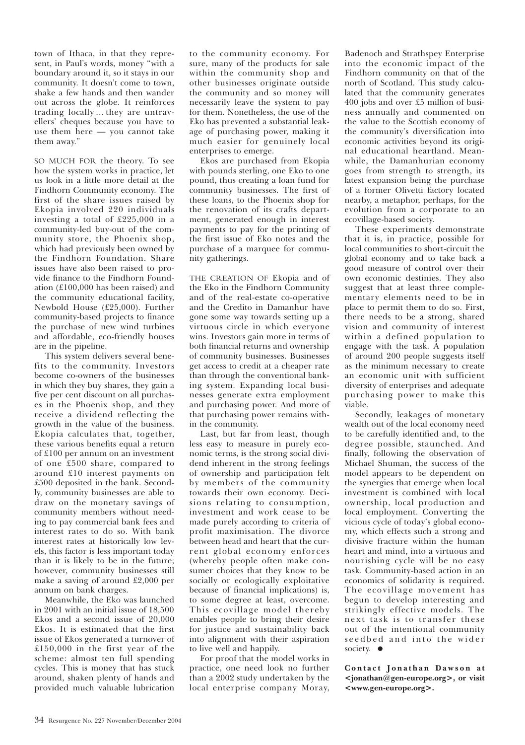town of Ithaca, in that they represent, in Paul's words, money "with a boundary around it, so it stays in our community. It doesn't come to town, shake a few hands and then wander out across the globe. It reinforces trading locally ... they are untravellers' cheques because you have to use them here — you cannot take them away."

SO MUCH FOR the theory. To see how the system works in practice, let us look in a little more detail at the Findhorn Community economy. The first of the share issues raised by Ekopia involved 220 individuals investing a total of £225,000 in a community-led buy-out of the community store, the Phoenix shop, which had previously been owned by the Findhorn Foundation. Share issues have also been raised to provide finance to the Findhorn Foundation (£100,000 has been raised) and the community educational facility, Newbold House (£25,000). Further community-based projects to finance the purchase of new wind turbines and affordable, eco-friendly houses are in the pipeline.

This system delivers several benefits to the community. Investors become co-owners of the businesses in which they buy shares, they gain a five per cent discount on all purchases in the Phoenix shop, and they receive a dividend reflecting the growth in the value of the business. Ekopia calculates that, together, these various benefits equal a return of £100 per annum on an investment of one £500 share, compared to around £10 interest payments on £500 deposited in the bank. Secondly, community businesses are able to draw on the monetary savings of community members without needing to pay commercial bank fees and interest rates to do so. With bank interest rates at historically low levels, this factor is less important today than it is likely to be in the future; however, community businesses still make a saving of around £2,000 per annum on bank charges.

Meanwhile, the Eko was launched in 2001 with an initial issue of 18,500 Ekos and a second issue of 20,000 Ekos. It is estimated that the first issue of Ekos generated a turnover of £150,000 in the first year of the scheme: almost ten full spending cycles. This is money that has stuck around, shaken plenty of hands and provided much valuable lubrication to the community economy. For sure, many of the products for sale within the community shop and other businesses originate outside the community and so money will necessarily leave the system to pay for them. Nonetheless, the use of the Eko has prevented a substantial leakage of purchasing power, making it much easier for genuinely local enterprises to emerge.

Ekos are purchased from Ekopia with pounds sterling, one Eko to one pound, thus creating a loan fund for community businesses. The first of these loans, to the Phoenix shop for the renovation of its crafts department, generated enough in interest payments to pay for the printing of the first issue of Eko notes and the purchase of a marquee for community gatherings.

THE CREATION OF Ekopia and of the Eko in the Findhorn Community and of the real-estate co-operative and the Credito in Damanhur have gone some way towards setting up a virtuous circle in which everyone wins. Investors gain more in terms of both financial returns and ownership of community businesses. Businesses get access to credit at a cheaper rate than through the conventional banking system. Expanding local businesses generate extra employment and purchasing power. And more of that purchasing power remains within the community.

Last, but far from least, though less easy to measure in purely economic terms, is the strong social dividend inherent in the strong feelings of ownership and participation felt by members of the community towards their own economy. Decisions relating to consumption, investment and work cease to be made purely according to criteria of profit maximisation. The divorce between head and heart that the current global economy enforces (whereby people often make consumer choices that they know to be socially or ecologically exploitative because of financial implications) is, to some degree at least, overcome. This ecovillage model thereby enables people to bring their desire for justice and sustainability back into alignment with their aspiration to live well and happily.

For proof that the model works in practice, one need look no further than a 2002 study undertaken by the local enterprise company Moray, Badenoch and Strathspey Enterprise into the economic impact of the Findhorn community on that of the north of Scotland. This study calculated that the community generates 400 jobs and over £5 million of business annually and commented on the value to the Scottish economy of the community's diversification into economic activities beyond its original educational heartland. Meanwhile, the Damanhurian economy goes from strength to strength, its latest expansion being the purchase of a former Olivetti factory located nearby, a metaphor, perhaps, for the evolution from a corporate to an ecovillage-based society.

These experiments demonstrate that it is, in practice, possible for local communities to short-circuit the global economy and to take back a good measure of control over their own economic destinies. They also suggest that at least three complementary elements need to be in place to permit them to do so. First, there needs to be a strong, shared vision and community of interest within a defined population to engage with the task. A population of around 200 people suggests itself as the minimum necessary to create an economic unit with sufficient diversity of enterprises and adequate purchasing power to make this viable.

Secondly, leakages of monetary wealth out of the local economy need to be carefully identified and, to the degree possible, staunched. And finally, following the observation of Michael Shuman, the success of the model appears to be dependent on the synergies that emerge when local investment is combined with local ownership, local production and local employment. Converting the vicious cycle of today's global economy, which effects such a strong and divisive fracture within the human heart and mind, into a virtuous and nourishing cycle will be no easy task. Community-based action in an economics of solidarity is required. The ecovillage movement has begun to develop interesting and strikingly effective models. The next task is to transfer these out of the intentional community seedbed and into the wider society. ●

**Contact Jonathan Dawson at <jonathan@gen-europe.org>, or visit <www.gen-europe.org>.**